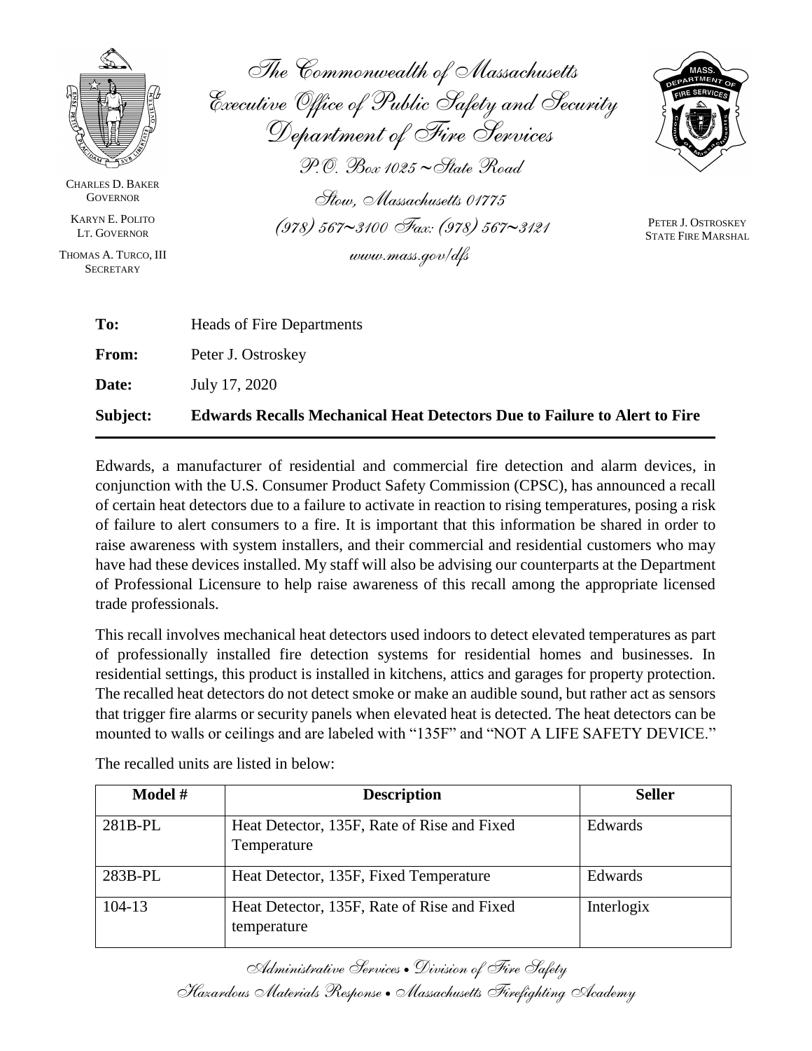The Commonwealth of Massachusetts
Executive Office of Public Safety and Security
Department of Fire Services
P.O. Box 1025 ~ State Road
Stow, Massachusetts 01775
(978) 567~3100 Fax: (978) 567~3121
www.mass.gov/dfs

CHARLES D. BAKER
GOVERNOR

KARYN E. POLITO
LT. GOVERNOR

THOMAS A. TURCO, III
SECRETARY

PETER J. OSTROSKEY
STATE FIRE MARSHAL

**To:** Heads of Fire Departments

**From:** Peter J. Ostroskey

**Date:** July 17, 2020

**Subject:** **Edwards Recalls Mechanical Heat Detectors Due to Failure to Alert to Fire**

---

Edwards, a manufacturer of residential and commercial fire detection and alarm devices, in conjunction with the U.S. Consumer Product Safety Commission (CPSC), has announced a recall of certain heat detectors due to a failure to activate in reaction to rising temperatures, posing a risk of failure to alert consumers to a fire. It is important that this information be shared in order to raise awareness with system installers, and their commercial and residential customers who may have had these devices installed. My staff will also be advising our counterparts at the Department of Professional Licensure to help raise awareness of this recall among the appropriate licensed trade professionals.

This recall involves mechanical heat detectors used indoors to detect elevated temperatures as part of professionally installed fire detection systems for residential homes and businesses. In residential settings, this product is installed in kitchens, attics and garages for property protection. The recalled heat detectors do not detect smoke or make an audible sound, but rather act as sensors that trigger fire alarms or security panels when elevated heat is detected. The heat detectors can be mounted to walls or ceilings and are labeled with "135F" and "NOT A LIFE SAFETY DEVICE."

The recalled units are listed in below:

| Model # | Description | Seller |
|---|---|---|
| 281B-PL | Heat Detector, 135F, Rate of Rise and Fixed Temperature | Edwards |
| 283B-PL | Heat Detector, 135F, Fixed Temperature | Edwards |
| 104-13 | Heat Detector, 135F, Rate of Rise and Fixed temperature | Interlogix |

Administrative Services • Division of Fire Safety
Hazardous Materials Response • Massachusetts Firefighting Academy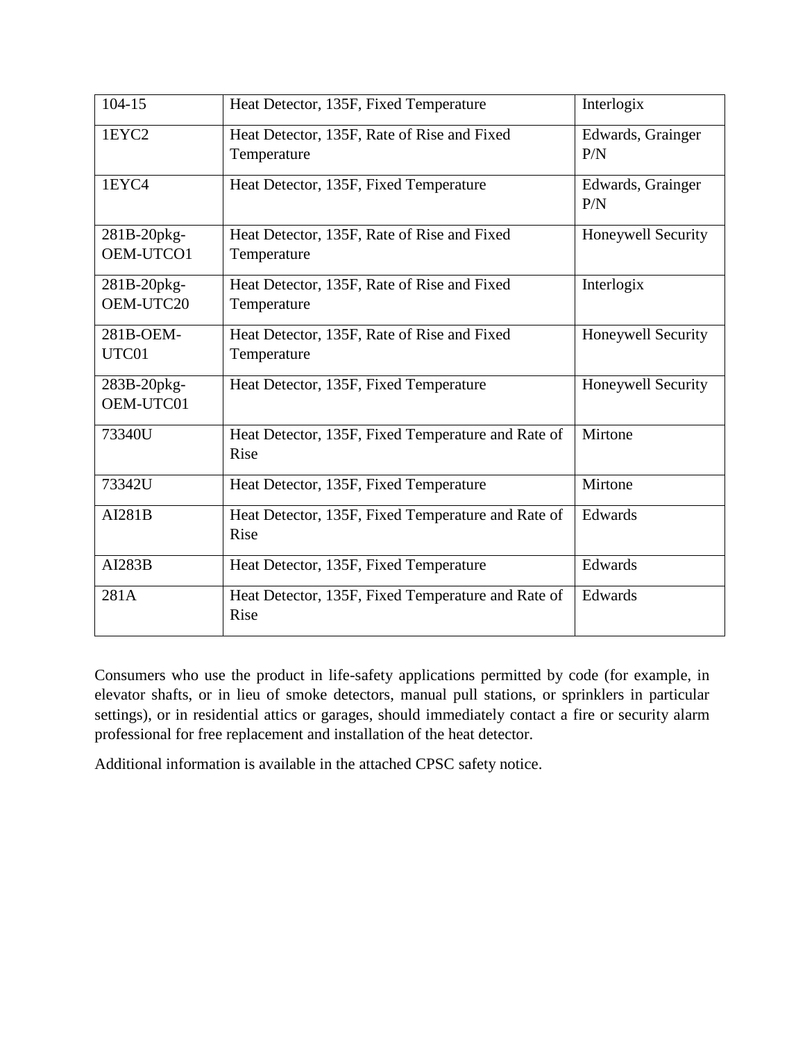| 104-15 | Heat Detector, 135F, Fixed Temperature | Interlogix |
|---|---|---|
| 1EYC2 | Heat Detector, 135F, Rate of Rise and Fixed Temperature | Edwards, Grainger P/N |
| 1EYC4 | Heat Detector, 135F, Fixed Temperature | Edwards, Grainger P/N |
| 281B-20pkg-OEM-UTCO1 | Heat Detector, 135F, Rate of Rise and Fixed Temperature | Honeywell Security |
| 281B-20pkg-OEM-UTC20 | Heat Detector, 135F, Rate of Rise and Fixed Temperature | Interlogix |
| 281B-OEM-UTC01 | Heat Detector, 135F, Rate of Rise and Fixed Temperature | Honeywell Security |
| 283B-20pkg-OEM-UTC01 | Heat Detector, 135F, Fixed Temperature | Honeywell Security |
| 73340U | Heat Detector, 135F, Fixed Temperature and Rate of Rise | Mirtone |
| 73342U | Heat Detector, 135F, Fixed Temperature | Mirtone |
| AI281B | Heat Detector, 135F, Fixed Temperature and Rate of Rise | Edwards |
| AI283B | Heat Detector, 135F, Fixed Temperature | Edwards |
| 281A | Heat Detector, 135F, Fixed Temperature and Rate of Rise | Edwards |

Consumers who use the product in life-safety applications permitted by code (for example, in elevator shafts, or in lieu of smoke detectors, manual pull stations, or sprinklers in particular settings), or in residential attics or garages, should immediately contact a fire or security alarm professional for free replacement and installation of the heat detector.

Additional information is available in the attached CPSC safety notice.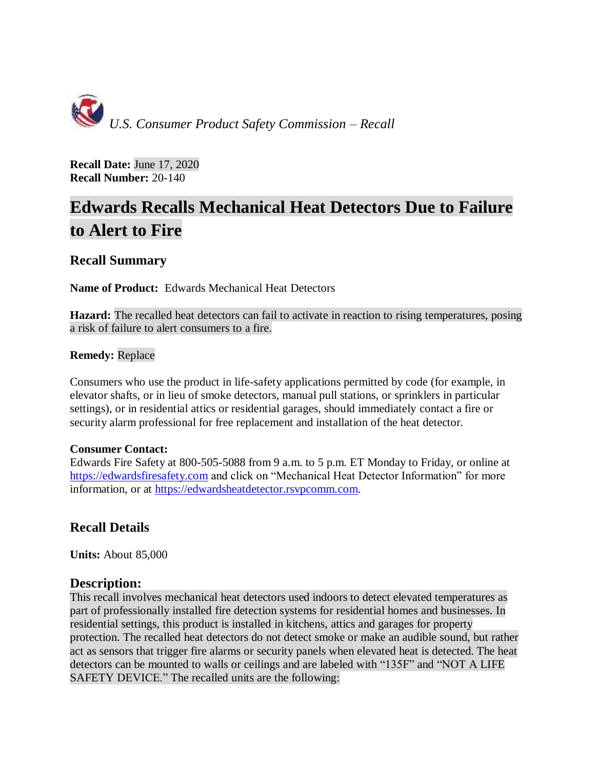*U.S. Consumer Product Safety Commission – Recall*

**Recall Date:** June 17, 2020
**Recall Number:** 20-140

# Edwards Recalls Mechanical Heat Detectors Due to Failure to Alert to Fire

## Recall Summary

**Name of Product:** Edwards Mechanical Heat Detectors

**Hazard:** The recalled heat detectors can fail to activate in reaction to rising temperatures, posing a risk of failure to alert consumers to a fire.

**Remedy:** Replace

Consumers who use the product in life-safety applications permitted by code (for example, in elevator shafts, or in lieu of smoke detectors, manual pull stations, or sprinklers in particular settings), or in residential attics or residential garages, should immediately contact a fire or security alarm professional for free replacement and installation of the heat detector.

**Consumer Contact:**
Edwards Fire Safety at 800-505-5088 from 9 a.m. to 5 p.m. ET Monday to Friday, or online at https://edwardsfiresafety.com and click on "Mechanical Heat Detector Information" for more information, or at https://edwardsheatdetector.rsvpcomm.com.

## Recall Details

**Units:** About 85,000

## Description:

This recall involves mechanical heat detectors used indoors to detect elevated temperatures as part of professionally installed fire detection systems for residential homes and businesses. In residential settings, this product is installed in kitchens, attics and garages for property protection. The recalled heat detectors do not detect smoke or make an audible sound, but rather act as sensors that trigger fire alarms or security panels when elevated heat is detected. The heat detectors can be mounted to walls or ceilings and are labeled with "135F" and "NOT A LIFE SAFETY DEVICE." The recalled units are the following: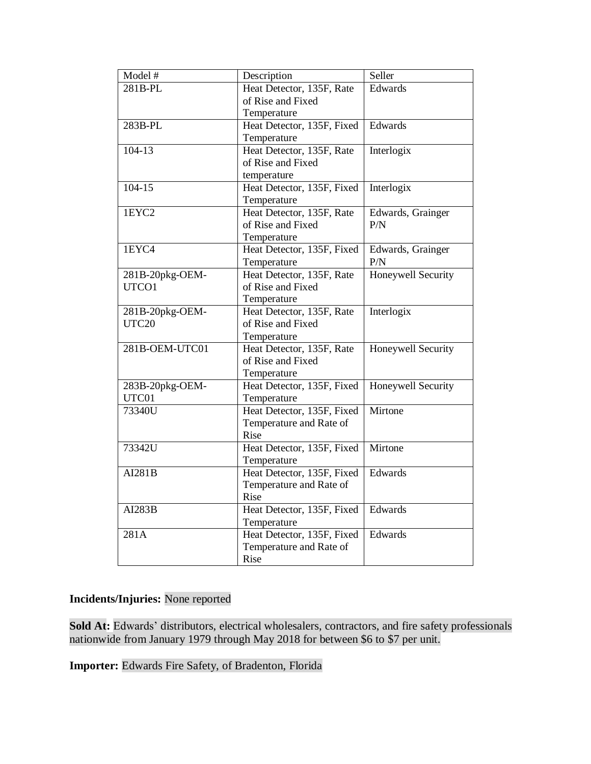| Model # | Description | Seller |
| --- | --- | --- |
| 281B-PL | Heat Detector, 135F, Rate of Rise and Fixed Temperature | Edwards |
| 283B-PL | Heat Detector, 135F, Fixed Temperature | Edwards |
| 104-13 | Heat Detector, 135F, Rate of Rise and Fixed temperature | Interlogix |
| 104-15 | Heat Detector, 135F, Fixed Temperature | Interlogix |
| 1EYC2 | Heat Detector, 135F, Rate of Rise and Fixed Temperature | Edwards, Grainger P/N |
| 1EYC4 | Heat Detector, 135F, Fixed Temperature | Edwards, Grainger P/N |
| 281B-20pkg-OEM-UTCO1 | Heat Detector, 135F, Rate of Rise and Fixed Temperature | Honeywell Security |
| 281B-20pkg-OEM-UTC20 | Heat Detector, 135F, Rate of Rise and Fixed Temperature | Interlogix |
| 281B-OEM-UTC01 | Heat Detector, 135F, Rate of Rise and Fixed Temperature | Honeywell Security |
| 283B-20pkg-OEM-UTC01 | Heat Detector, 135F, Fixed Temperature | Honeywell Security |
| 73340U | Heat Detector, 135F, Fixed Temperature and Rate of Rise | Mirtone |
| 73342U | Heat Detector, 135F, Fixed Temperature | Mirtone |
| AI281B | Heat Detector, 135F, Fixed Temperature and Rate of Rise | Edwards |
| AI283B | Heat Detector, 135F, Fixed Temperature | Edwards |
| 281A | Heat Detector, 135F, Fixed Temperature and Rate of Rise | Edwards |

**Incidents/Injuries:** None reported

**Sold At:** Edwards' distributors, electrical wholesalers, contractors, and fire safety professionals nationwide from January 1979 through May 2018 for between $6 to $7 per unit.

**Importer:** Edwards Fire Safety, of Bradenton, Florida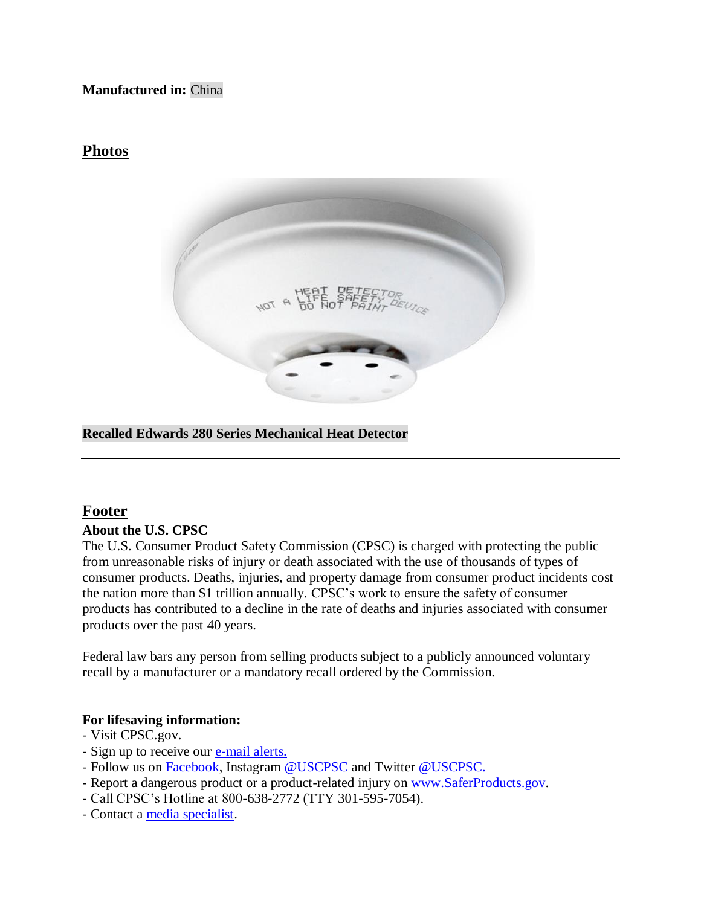**Manufactured in:** China

## Photos

**Recalled Edwards 280 Series Mechanical Heat Detector**

---

## Footer

**About the U.S. CPSC**

The U.S. Consumer Product Safety Commission (CPSC) is charged with protecting the public from unreasonable risks of injury or death associated with the use of thousands of types of consumer products. Deaths, injuries, and property damage from consumer product incidents cost the nation more than $1 trillion annually. CPSC's work to ensure the safety of consumer products has contributed to a decline in the rate of deaths and injuries associated with consumer products over the past 40 years.

Federal law bars any person from selling products subject to a publicly announced voluntary recall by a manufacturer or a mandatory recall ordered by the Commission.

**For lifesaving information:**

- Visit CPSC.gov.
- Sign up to receive our e-mail alerts.
- Follow us on Facebook, Instagram @USCPSC and Twitter @USCPSC.
- Report a dangerous product or a product-related injury on www.SaferProducts.gov.
- Call CPSC's Hotline at 800-638-2772 (TTY 301-595-7054).
- Contact a media specialist.